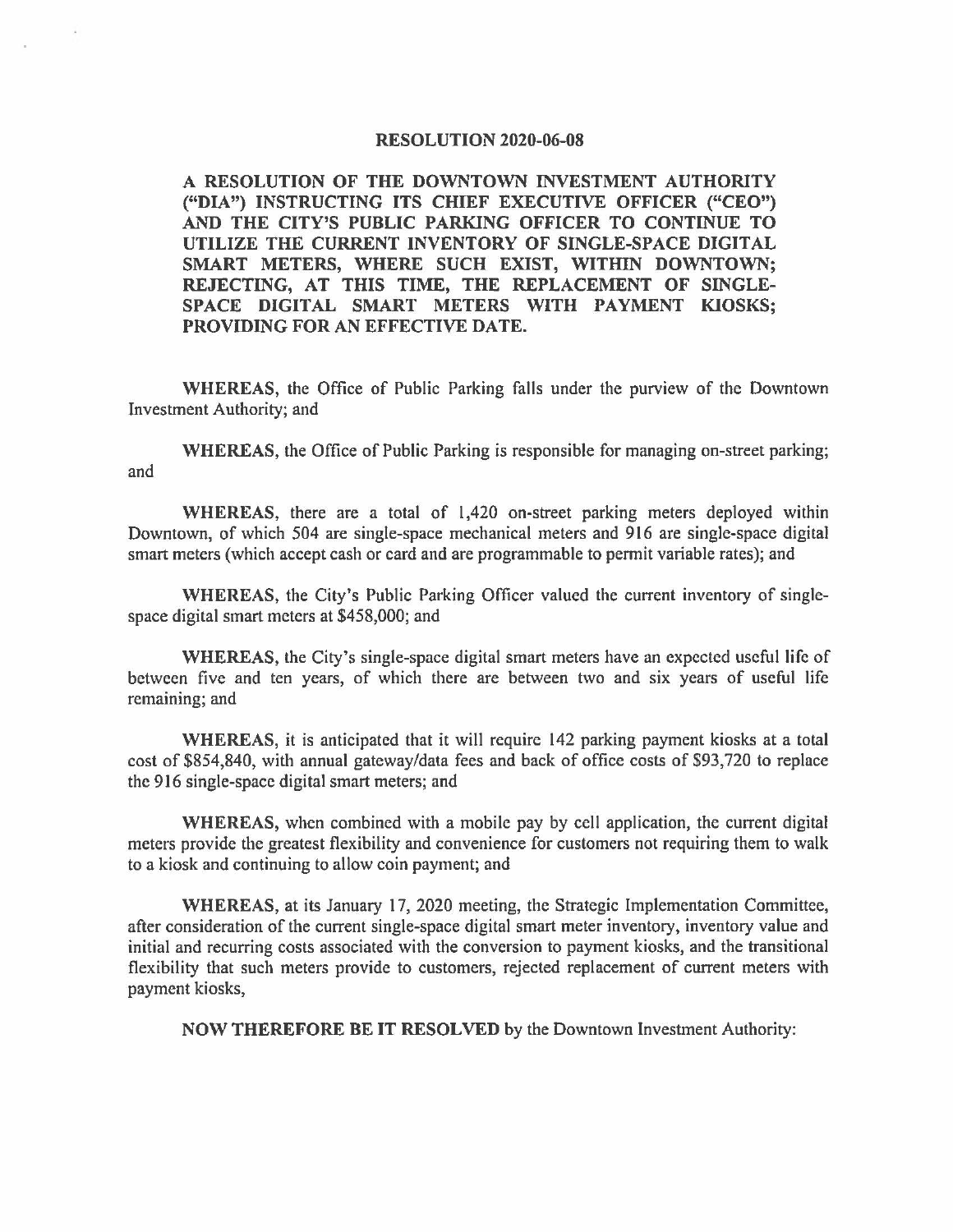**RESOLUTION 2020-06-08**

**A RESOLUTION OF THE DOWNTOWN INVESTMENT AUTHORITY ("DIA") INSTRUCTING ITS CHIEF EXECUTIVE OFFICER ("CEO") AND THE CITY'S PUBLIC PARKING OFFICER TO CONTINUE TO UTILIZE THE CURRENT INVENTORY OF SINGLE-SPACE DIGITAL SMART METERS, WHERE SUCH EXIST, WITHIN DOWNTOWN; REJECTING, AT THIS TIME, THE REPLACEMENT OF SINGLE-SPACE DIGITAL SMART METERS WITH PAYMENT KIOSKS; PROVIDING FOR AN EFFECTIVE DATE.**

**WHEREAS,** the Office of Public Parking falls under the purview of the Downtown Investment Authority; and

**WHEREAS,** the Office of Public Parking is responsible for managing on-street parking; and

**WHEREAS,** there are a total of 1,420 on-street parking meters deployed within Downtown, of which 504 are single-space mechanical meters and 916 are single-space digital smart meters (which accept cash or card and are programmable to permit variable rates); and

**WHEREAS,** the City's Public Parking Officer valued the current inventory of single-space digital smart meters at $458,000; and

**WHEREAS,** the City's single-space digital smart meters have an expected useful life of between five and ten years, of which there are between two and six years of useful life remaining; and

**WHEREAS,** it is anticipated that it will require 142 parking payment kiosks at a total cost of $854,840, with annual gateway/data fees and back of office costs of $93,720 to replace the 916 single-space digital smart meters; and

**WHEREAS,** when combined with a mobile pay by cell application, the current digital meters provide the greatest flexibility and convenience for customers not requiring them to walk to a kiosk and continuing to allow coin payment; and

**WHEREAS,** at its January 17, 2020 meeting, the Strategic Implementation Committee, after consideration of the current single-space digital smart meter inventory, inventory value and initial and recurring costs associated with the conversion to payment kiosks, and the transitional flexibility that such meters provide to customers, rejected replacement of current meters with payment kiosks,

**NOW THEREFORE BE IT RESOLVED** by the Downtown Investment Authority: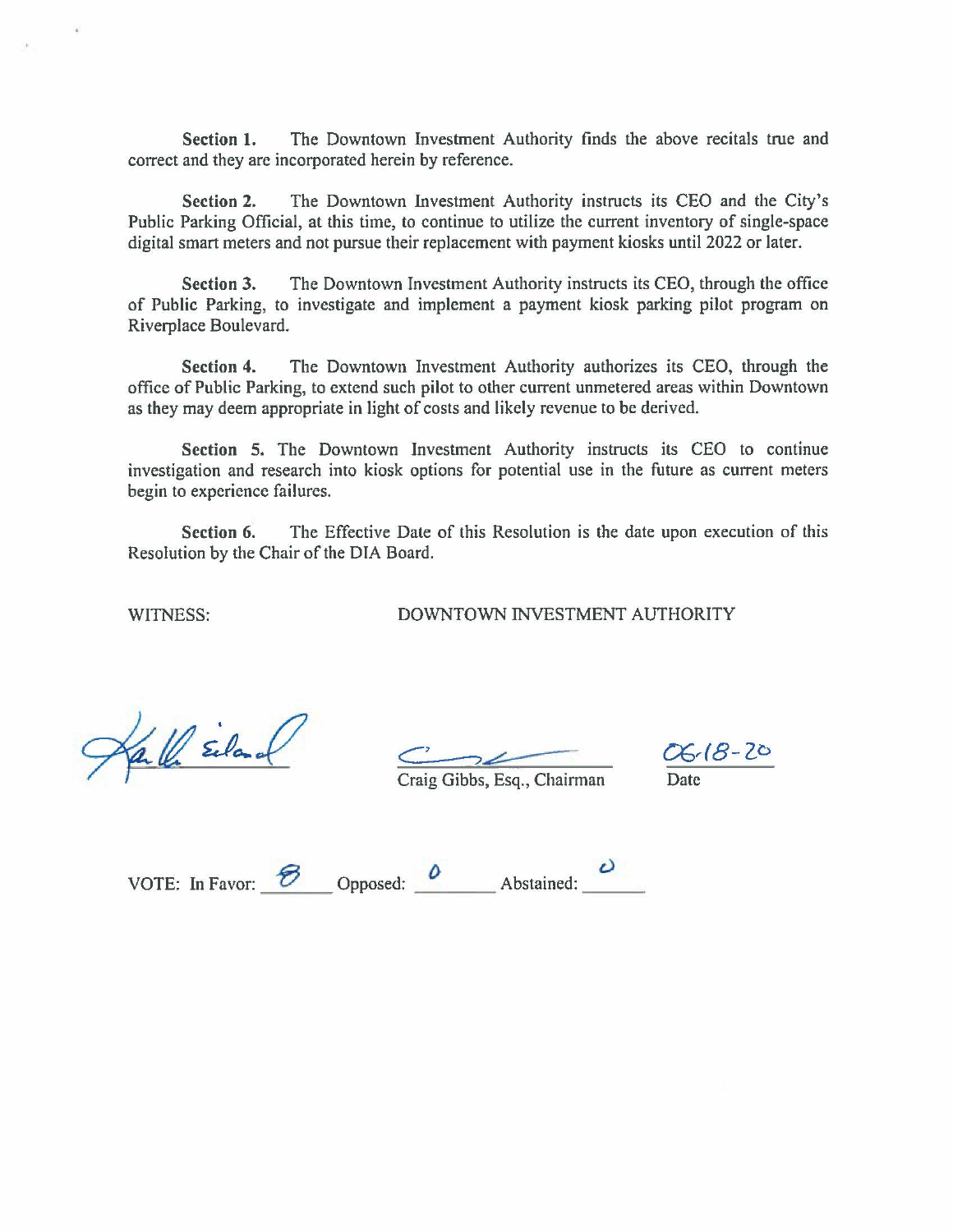**Section 1.** The Downtown Investment Authority finds the above recitals true and correct and they are incorporated herein by reference.

**Section 2.** The Downtown Investment Authority instructs its CEO and the City's Public Parking Official, at this time, to continue to utilize the current inventory of single-space digital smart meters and not pursue their replacement with payment kiosks until 2022 or later.

**Section 3.** The Downtown Investment Authority instructs its CEO, through the office of Public Parking, to investigate and implement a payment kiosk parking pilot program on Riverplace Boulevard.

**Section 4.** The Downtown Investment Authority authorizes its CEO, through the office of Public Parking, to extend such pilot to other current unmetered areas within Downtown as they may deem appropriate in light of costs and likely revenue to be derived.

**Section 5.** The Downtown Investment Authority instructs its CEO to continue investigation and research into kiosk options for potential use in the future as current meters begin to experience failures.

**Section 6.** The Effective Date of this Resolution is the date upon execution of this Resolution by the Chair of the DIA Board.

WITNESS: DOWNTOWN INVESTMENT AUTHORITY

Craig Gibbs, Esq., Chairman

06-18-20
Date

VOTE: In Favor: 8 Opposed: 0 Abstained: 0